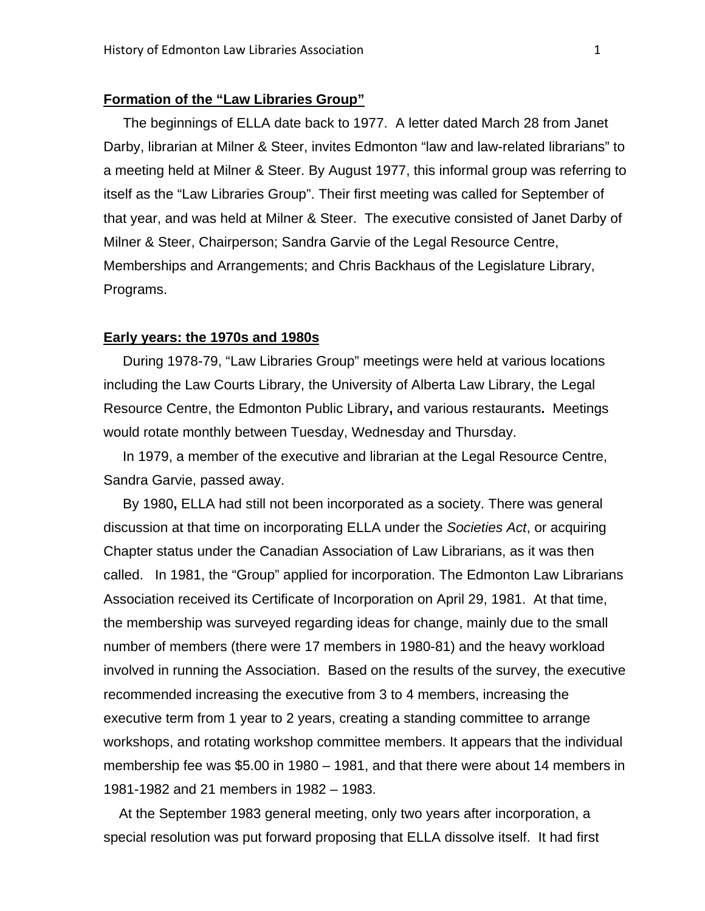## **Formation of the "Law Libraries Group"**

The beginnings of ELLA date back to 1977. A letter dated March 28 from Janet Darby, librarian at Milner & Steer, invites Edmonton "law and law-related librarians" to a meeting held at Milner & Steer. By August 1977, this informal group was referring to itself as the "Law Libraries Group". Their first meeting was called for September of that year, and was held at Milner & Steer. The executive consisted of Janet Darby of Milner & Steer, Chairperson; Sandra Garvie of the Legal Resource Centre, Memberships and Arrangements; and Chris Backhaus of the Legislature Library, Programs.

## **Early years: the 1970s and 1980s**

During 1978-79, "Law Libraries Group" meetings were held at various locations including the Law Courts Library, the University of Alberta Law Library, the Legal Resource Centre, the Edmonton Public Library**,** and various restaurants**.** Meetings would rotate monthly between Tuesday, Wednesday and Thursday.

In 1979, a member of the executive and librarian at the Legal Resource Centre, Sandra Garvie, passed away.

By 1980**,** ELLA had still not been incorporated as a society. There was general discussion at that time on incorporating ELLA under the *Societies Act*, or acquiring Chapter status under the Canadian Association of Law Librarians, as it was then called. In 1981, the "Group" applied for incorporation. The Edmonton Law Librarians Association received its Certificate of Incorporation on April 29, 1981. At that time, the membership was surveyed regarding ideas for change, mainly due to the small number of members (there were 17 members in 1980-81) and the heavy workload involved in running the Association. Based on the results of the survey, the executive recommended increasing the executive from 3 to 4 members, increasing the executive term from 1 year to 2 years, creating a standing committee to arrange workshops, and rotating workshop committee members. It appears that the individual membership fee was $5.00 in 1980 – 1981, and that there were about 14 members in 1981-1982 and 21 members in 1982 – 1983.

At the September 1983 general meeting, only two years after incorporation, a special resolution was put forward proposing that ELLA dissolve itself. It had first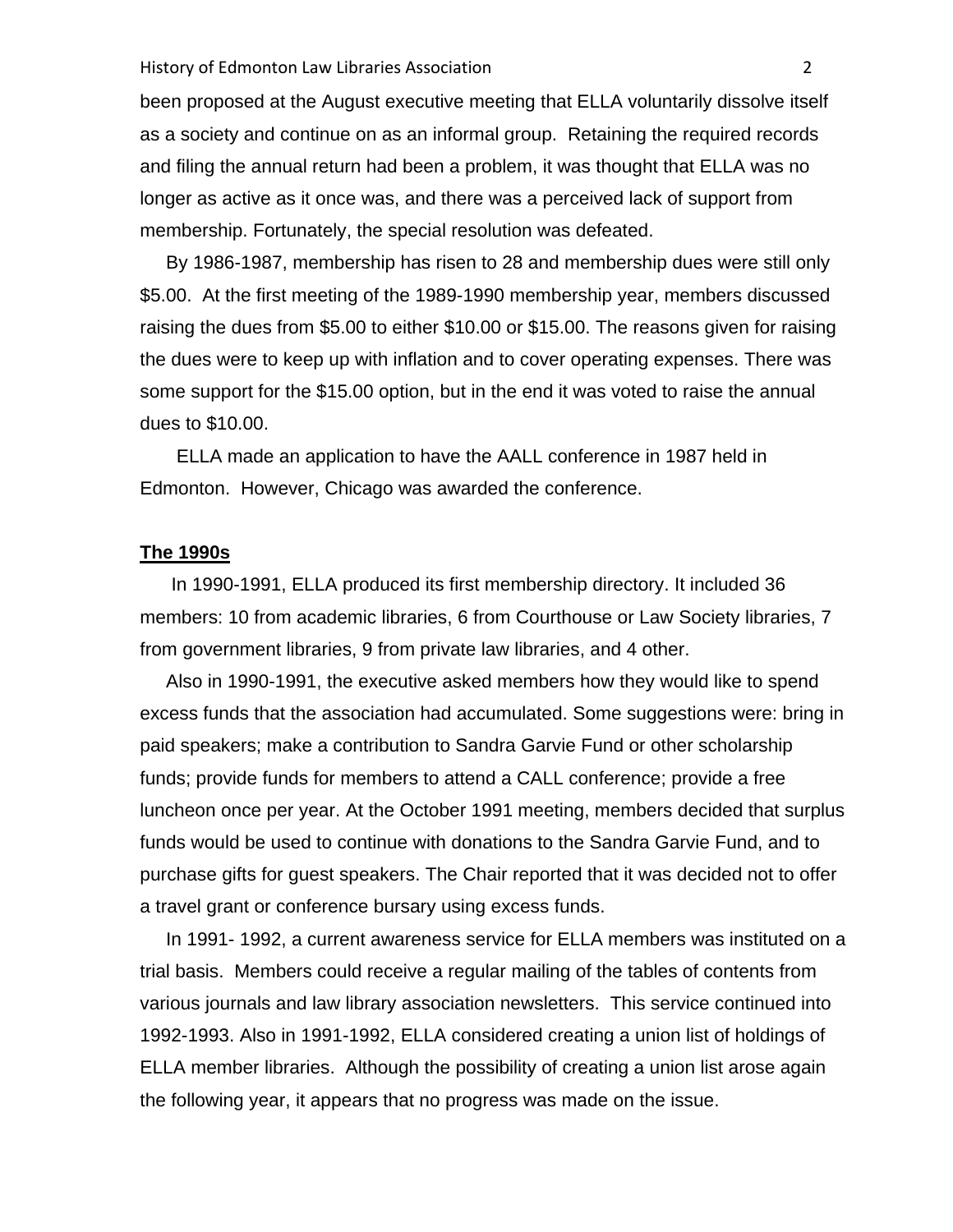been proposed at the August executive meeting that ELLA voluntarily dissolve itself as a society and continue on as an informal group. Retaining the required records and filing the annual return had been a problem, it was thought that ELLA was no longer as active as it once was, and there was a perceived lack of support from membership. Fortunately, the special resolution was defeated.

By 1986-1987, membership has risen to 28 and membership dues were still only $5.00. At the first meeting of the 1989-1990 membership year, members discussed raising the dues from $5.00 to either $10.00 or $15.00. The reasons given for raising the dues were to keep up with inflation and to cover operating expenses. There was some support for the $15.00 option, but in the end it was voted to raise the annual dues to $10.00.

ELLA made an application to have the AALL conference in 1987 held in Edmonton. However, Chicago was awarded the conference.

**The 1990s**

In 1990-1991, ELLA produced its first membership directory. It included 36 members: 10 from academic libraries, 6 from Courthouse or Law Society libraries, 7 from government libraries, 9 from private law libraries, and 4 other.

Also in 1990-1991, the executive asked members how they would like to spend excess funds that the association had accumulated. Some suggestions were: bring in paid speakers; make a contribution to Sandra Garvie Fund or other scholarship funds; provide funds for members to attend a CALL conference; provide a free luncheon once per year. At the October 1991 meeting, members decided that surplus funds would be used to continue with donations to the Sandra Garvie Fund, and to purchase gifts for guest speakers. The Chair reported that it was decided not to offer a travel grant or conference bursary using excess funds.

In 1991- 1992, a current awareness service for ELLA members was instituted on a trial basis. Members could receive a regular mailing of the tables of contents from various journals and law library association newsletters. This service continued into 1992-1993. Also in 1991-1992, ELLA considered creating a union list of holdings of ELLA member libraries. Although the possibility of creating a union list arose again the following year, it appears that no progress was made on the issue.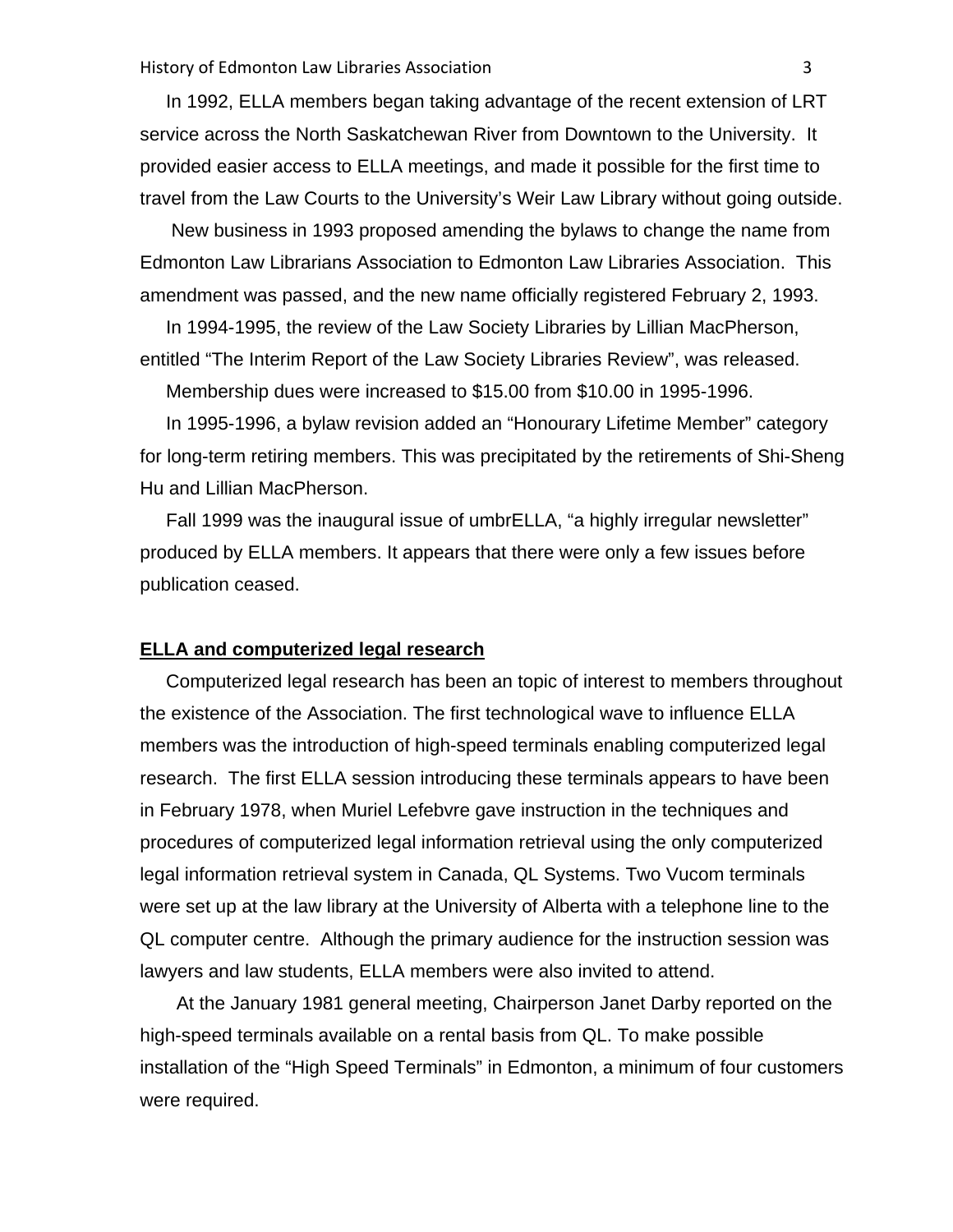In 1992, ELLA members began taking advantage of the recent extension of LRT service across the North Saskatchewan River from Downtown to the University. It provided easier access to ELLA meetings, and made it possible for the first time to travel from the Law Courts to the University's Weir Law Library without going outside.

New business in 1993 proposed amending the bylaws to change the name from Edmonton Law Librarians Association to Edmonton Law Libraries Association. This amendment was passed, and the new name officially registered February 2, 1993.

In 1994-1995, the review of the Law Society Libraries by Lillian MacPherson, entitled "The Interim Report of the Law Society Libraries Review", was released.

Membership dues were increased to $15.00 from $10.00 in 1995-1996.

In 1995-1996, a bylaw revision added an "Honourary Lifetime Member" category for long-term retiring members. This was precipitated by the retirements of Shi-Sheng Hu and Lillian MacPherson.

Fall 1999 was the inaugural issue of umbrELLA, "a highly irregular newsletter" produced by ELLA members. It appears that there were only a few issues before publication ceased.

## ELLA and computerized legal research

Computerized legal research has been an topic of interest to members throughout the existence of the Association. The first technological wave to influence ELLA members was the introduction of high-speed terminals enabling computerized legal research. The first ELLA session introducing these terminals appears to have been in February 1978, when Muriel Lefebvre gave instruction in the techniques and procedures of computerized legal information retrieval using the only computerized legal information retrieval system in Canada, QL Systems. Two Vucom terminals were set up at the law library at the University of Alberta with a telephone line to the QL computer centre. Although the primary audience for the instruction session was lawyers and law students, ELLA members were also invited to attend.

At the January 1981 general meeting, Chairperson Janet Darby reported on the high-speed terminals available on a rental basis from QL. To make possible installation of the "High Speed Terminals" in Edmonton, a minimum of four customers were required.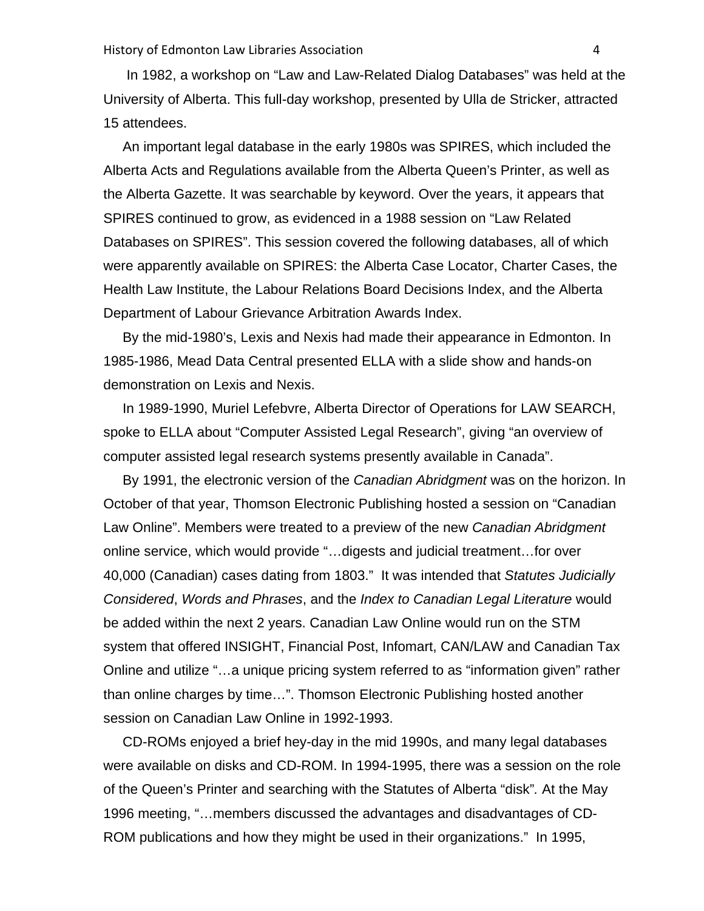In 1982, a workshop on “Law and Law-Related Dialog Databases” was held at the University of Alberta. This full-day workshop, presented by Ulla de Stricker, attracted 15 attendees.

An important legal database in the early 1980s was SPIRES, which included the Alberta Acts and Regulations available from the Alberta Queen’s Printer, as well as the Alberta Gazette. It was searchable by keyword. Over the years, it appears that SPIRES continued to grow, as evidenced in a 1988 session on “Law Related Databases on SPIRES”. This session covered the following databases, all of which were apparently available on SPIRES: the Alberta Case Locator, Charter Cases, the Health Law Institute, the Labour Relations Board Decisions Index, and the Alberta Department of Labour Grievance Arbitration Awards Index.

By the mid-1980’s, Lexis and Nexis had made their appearance in Edmonton. In 1985-1986, Mead Data Central presented ELLA with a slide show and hands-on demonstration on Lexis and Nexis.

In 1989-1990, Muriel Lefebvre, Alberta Director of Operations for LAW SEARCH, spoke to ELLA about “Computer Assisted Legal Research”, giving “an overview of computer assisted legal research systems presently available in Canada”.

By 1991, the electronic version of the *Canadian Abridgment* was on the horizon. In October of that year, Thomson Electronic Publishing hosted a session on “Canadian Law Online”. Members were treated to a preview of the new *Canadian Abridgment* online service, which would provide “…digests and judicial treatment…for over 40,000 (Canadian) cases dating from 1803.” It was intended that *Statutes Judicially Considered*, *Words and Phrases*, and the *Index to Canadian Legal Literature* would be added within the next 2 years. Canadian Law Online would run on the STM system that offered INSIGHT, Financial Post, Infomart, CAN/LAW and Canadian Tax Online and utilize “…a unique pricing system referred to as “information given” rather than online charges by time…”. Thomson Electronic Publishing hosted another session on Canadian Law Online in 1992-1993.

CD-ROMs enjoyed a brief hey-day in the mid 1990s, and many legal databases were available on disks and CD-ROM. In 1994-1995, there was a session on the role of the Queen’s Printer and searching with the Statutes of Alberta “disk”. At the May 1996 meeting, “…members discussed the advantages and disadvantages of CD-ROM publications and how they might be used in their organizations.” In 1995,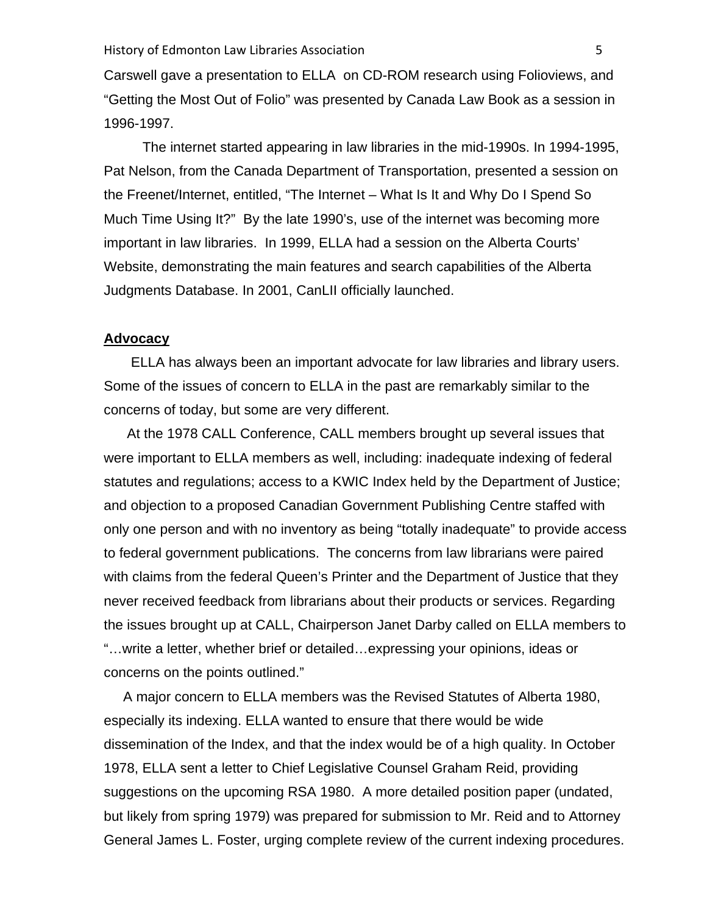Carswell gave a presentation to ELLA on CD-ROM research using Folioviews, and "Getting the Most Out of Folio" was presented by Canada Law Book as a session in 1996-1997.

The internet started appearing in law libraries in the mid-1990s. In 1994-1995, Pat Nelson, from the Canada Department of Transportation, presented a session on the Freenet/Internet, entitled, "The Internet – What Is It and Why Do I Spend So Much Time Using It?" By the late 1990's, use of the internet was becoming more important in law libraries. In 1999, ELLA had a session on the Alberta Courts' Website, demonstrating the main features and search capabilities of the Alberta Judgments Database. In 2001, CanLII officially launched.

**Advocacy**

ELLA has always been an important advocate for law libraries and library users. Some of the issues of concern to ELLA in the past are remarkably similar to the concerns of today, but some are very different.

At the 1978 CALL Conference, CALL members brought up several issues that were important to ELLA members as well, including: inadequate indexing of federal statutes and regulations; access to a KWIC Index held by the Department of Justice; and objection to a proposed Canadian Government Publishing Centre staffed with only one person and with no inventory as being "totally inadequate" to provide access to federal government publications. The concerns from law librarians were paired with claims from the federal Queen's Printer and the Department of Justice that they never received feedback from librarians about their products or services. Regarding the issues brought up at CALL, Chairperson Janet Darby called on ELLA members to "…write a letter, whether brief or detailed…expressing your opinions, ideas or concerns on the points outlined."

A major concern to ELLA members was the Revised Statutes of Alberta 1980, especially its indexing. ELLA wanted to ensure that there would be wide dissemination of the Index, and that the index would be of a high quality. In October 1978, ELLA sent a letter to Chief Legislative Counsel Graham Reid, providing suggestions on the upcoming RSA 1980. A more detailed position paper (undated, but likely from spring 1979) was prepared for submission to Mr. Reid and to Attorney General James L. Foster, urging complete review of the current indexing procedures.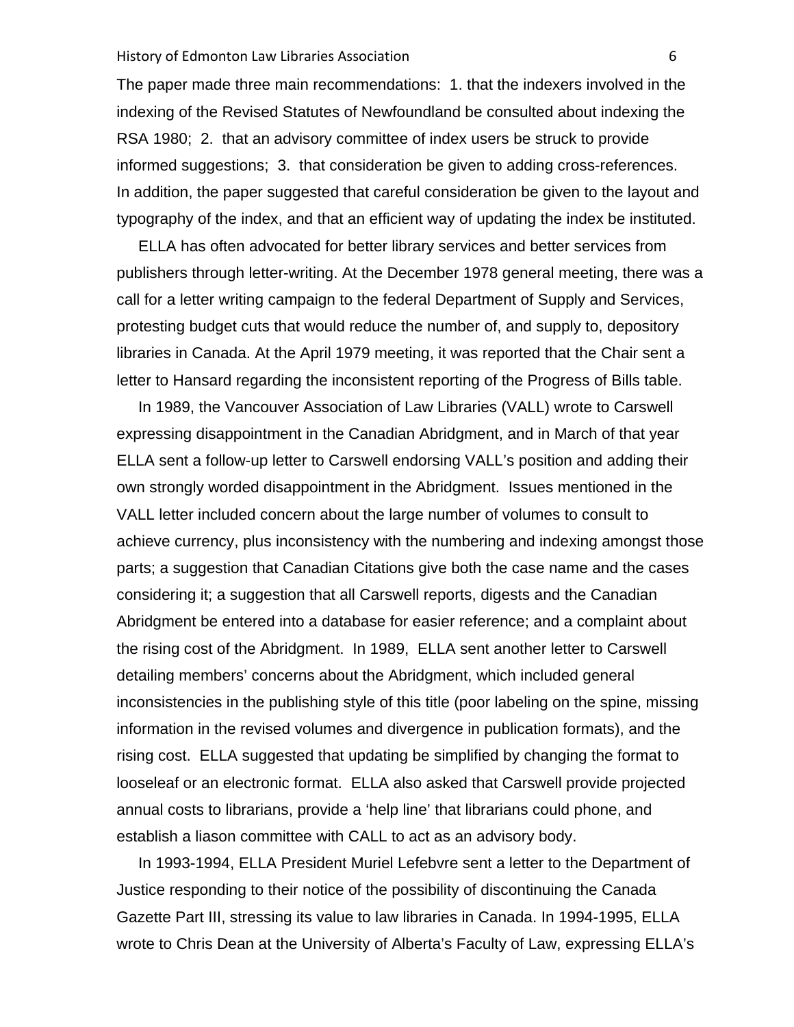The paper made three main recommendations: 1. that the indexers involved in the indexing of the Revised Statutes of Newfoundland be consulted about indexing the RSA 1980; 2. that an advisory committee of index users be struck to provide informed suggestions; 3. that consideration be given to adding cross-references. In addition, the paper suggested that careful consideration be given to the layout and typography of the index, and that an efficient way of updating the index be instituted.

ELLA has often advocated for better library services and better services from publishers through letter-writing. At the December 1978 general meeting, there was a call for a letter writing campaign to the federal Department of Supply and Services, protesting budget cuts that would reduce the number of, and supply to, depository libraries in Canada. At the April 1979 meeting, it was reported that the Chair sent a letter to Hansard regarding the inconsistent reporting of the Progress of Bills table.

In 1989, the Vancouver Association of Law Libraries (VALL) wrote to Carswell expressing disappointment in the Canadian Abridgment, and in March of that year ELLA sent a follow-up letter to Carswell endorsing VALL's position and adding their own strongly worded disappointment in the Abridgment. Issues mentioned in the VALL letter included concern about the large number of volumes to consult to achieve currency, plus inconsistency with the numbering and indexing amongst those parts; a suggestion that Canadian Citations give both the case name and the cases considering it; a suggestion that all Carswell reports, digests and the Canadian Abridgment be entered into a database for easier reference; and a complaint about the rising cost of the Abridgment. In 1989, ELLA sent another letter to Carswell detailing members' concerns about the Abridgment, which included general inconsistencies in the publishing style of this title (poor labeling on the spine, missing information in the revised volumes and divergence in publication formats), and the rising cost. ELLA suggested that updating be simplified by changing the format to looseleaf or an electronic format. ELLA also asked that Carswell provide projected annual costs to librarians, provide a 'help line' that librarians could phone, and establish a liason committee with CALL to act as an advisory body.

In 1993-1994, ELLA President Muriel Lefebvre sent a letter to the Department of Justice responding to their notice of the possibility of discontinuing the Canada Gazette Part III, stressing its value to law libraries in Canada. In 1994-1995, ELLA wrote to Chris Dean at the University of Alberta's Faculty of Law, expressing ELLA's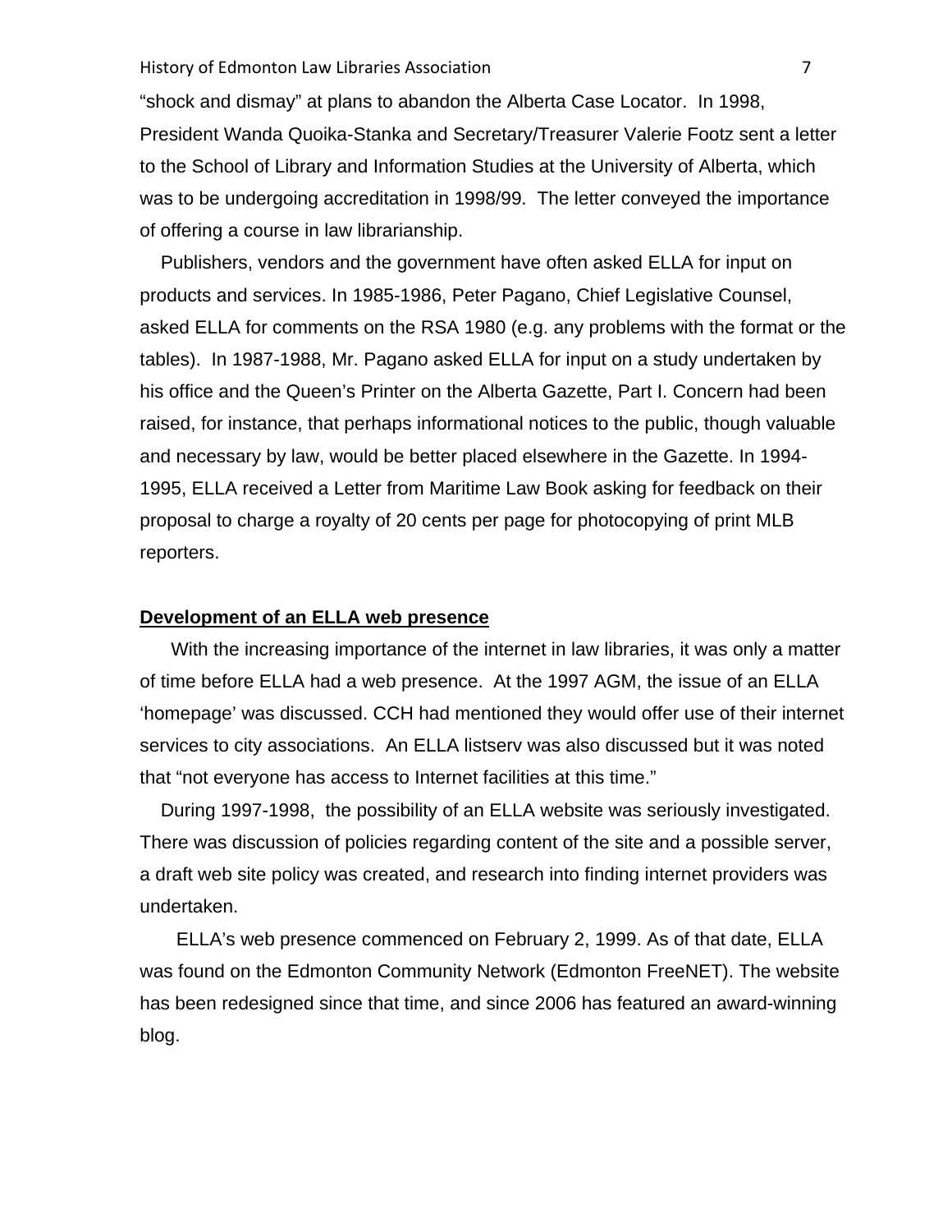"shock and dismay" at plans to abandon the Alberta Case Locator. In 1998, President Wanda Quoika-Stanka and Secretary/Treasurer Valerie Footz sent a letter to the School of Library and Information Studies at the University of Alberta, which was to be undergoing accreditation in 1998/99. The letter conveyed the importance of offering a course in law librarianship.

Publishers, vendors and the government have often asked ELLA for input on products and services. In 1985-1986, Peter Pagano, Chief Legislative Counsel, asked ELLA for comments on the RSA 1980 (e.g. any problems with the format or the tables). In 1987-1988, Mr. Pagano asked ELLA for input on a study undertaken by his office and the Queen's Printer on the Alberta Gazette, Part I. Concern had been raised, for instance, that perhaps informational notices to the public, though valuable and necessary by law, would be better placed elsewhere in the Gazette. In 1994-1995, ELLA received a Letter from Maritime Law Book asking for feedback on their proposal to charge a royalty of 20 cents per page for photocopying of print MLB reporters.

## Development of an ELLA web presence

With the increasing importance of the internet in law libraries, it was only a matter of time before ELLA had a web presence. At the 1997 AGM, the issue of an ELLA 'homepage' was discussed. CCH had mentioned they would offer use of their internet services to city associations. An ELLA listserv was also discussed but it was noted that "not everyone has access to Internet facilities at this time."

During 1997-1998, the possibility of an ELLA website was seriously investigated. There was discussion of policies regarding content of the site and a possible server, a draft web site policy was created, and research into finding internet providers was undertaken.

ELLA's web presence commenced on February 2, 1999. As of that date, ELLA was found on the Edmonton Community Network (Edmonton FreeNET). The website has been redesigned since that time, and since 2006 has featured an award-winning blog.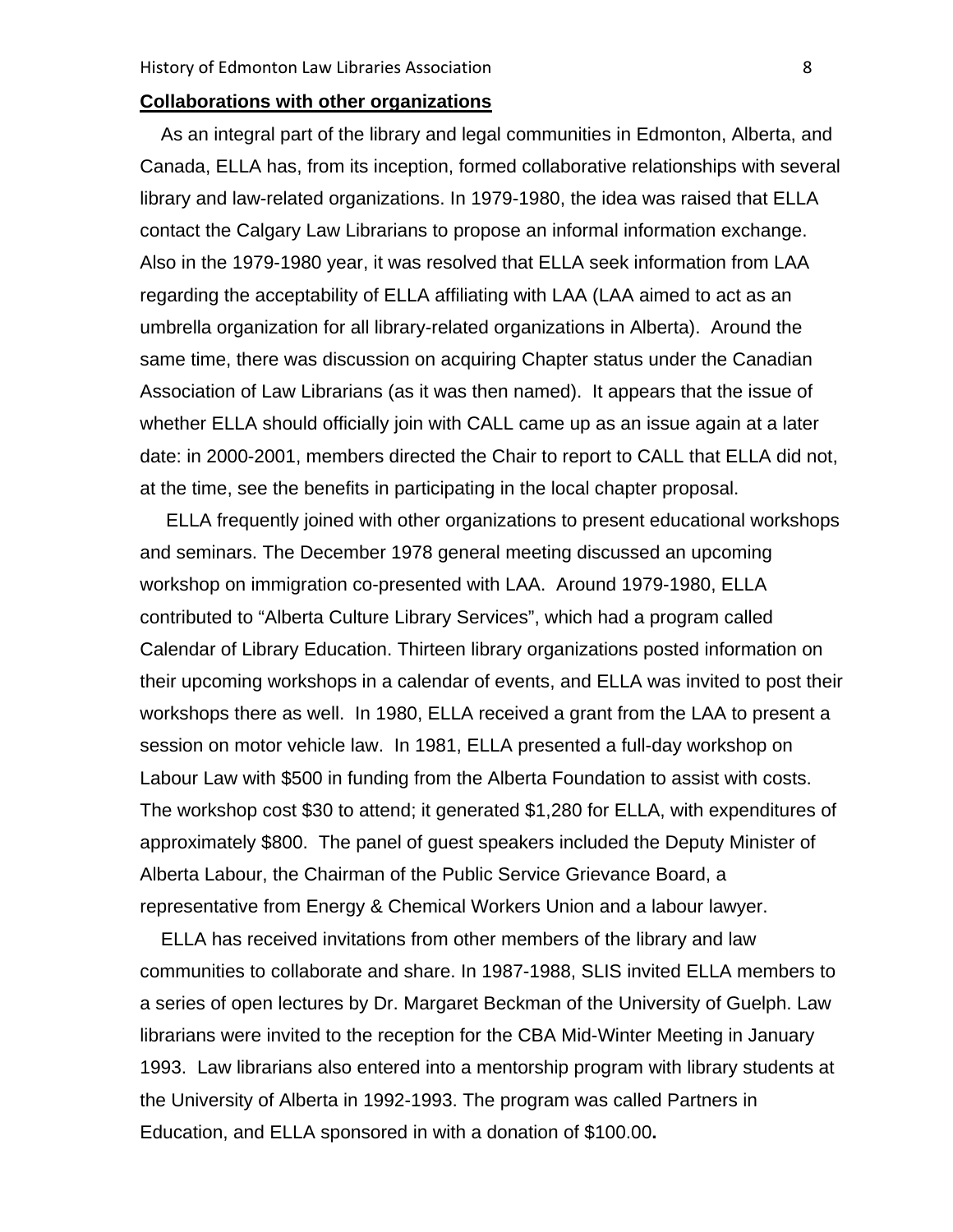**Collaborations with other organizations**

As an integral part of the library and legal communities in Edmonton, Alberta, and Canada, ELLA has, from its inception, formed collaborative relationships with several library and law-related organizations. In 1979-1980, the idea was raised that ELLA contact the Calgary Law Librarians to propose an informal information exchange. Also in the 1979-1980 year, it was resolved that ELLA seek information from LAA regarding the acceptability of ELLA affiliating with LAA (LAA aimed to act as an umbrella organization for all library-related organizations in Alberta). Around the same time, there was discussion on acquiring Chapter status under the Canadian Association of Law Librarians (as it was then named). It appears that the issue of whether ELLA should officially join with CALL came up as an issue again at a later date: in 2000-2001, members directed the Chair to report to CALL that ELLA did not, at the time, see the benefits in participating in the local chapter proposal.

ELLA frequently joined with other organizations to present educational workshops and seminars. The December 1978 general meeting discussed an upcoming workshop on immigration co-presented with LAA. Around 1979-1980, ELLA contributed to "Alberta Culture Library Services", which had a program called Calendar of Library Education. Thirteen library organizations posted information on their upcoming workshops in a calendar of events, and ELLA was invited to post their workshops there as well. In 1980, ELLA received a grant from the LAA to present a session on motor vehicle law. In 1981, ELLA presented a full-day workshop on Labour Law with $500 in funding from the Alberta Foundation to assist with costs. The workshop cost $30 to attend; it generated $1,280 for ELLA, with expenditures of approximately $800. The panel of guest speakers included the Deputy Minister of Alberta Labour, the Chairman of the Public Service Grievance Board, a representative from Energy & Chemical Workers Union and a labour lawyer.

ELLA has received invitations from other members of the library and law communities to collaborate and share. In 1987-1988, SLIS invited ELLA members to a series of open lectures by Dr. Margaret Beckman of the University of Guelph. Law librarians were invited to the reception for the CBA Mid-Winter Meeting in January 1993. Law librarians also entered into a mentorship program with library students at the University of Alberta in 1992-1993. The program was called Partners in Education, and ELLA sponsored in with a donation of $100.00.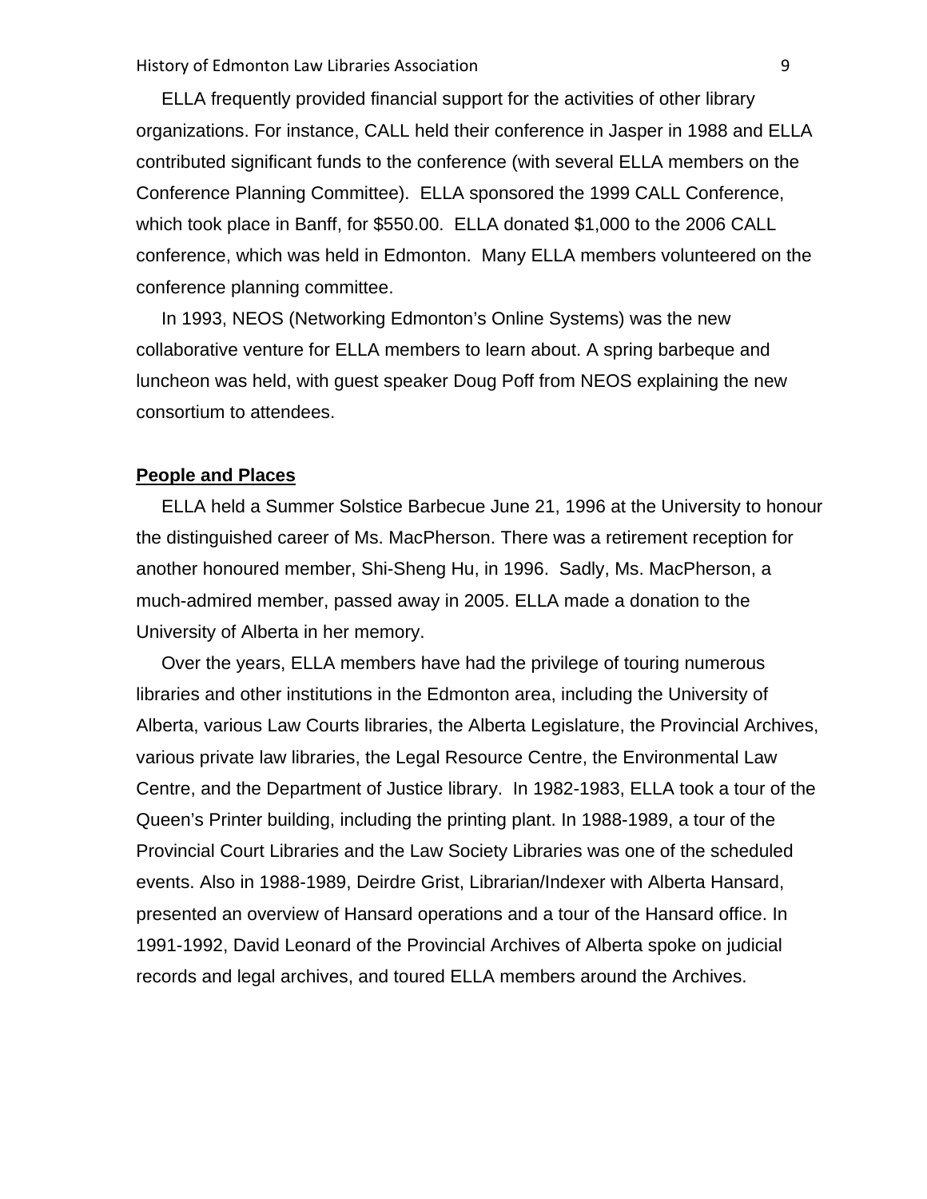ELLA frequently provided financial support for the activities of other library organizations. For instance, CALL held their conference in Jasper in 1988 and ELLA contributed significant funds to the conference (with several ELLA members on the Conference Planning Committee). ELLA sponsored the 1999 CALL Conference, which took place in Banff, for $550.00. ELLA donated $1,000 to the 2006 CALL conference, which was held in Edmonton. Many ELLA members volunteered on the conference planning committee.

In 1993, NEOS (Networking Edmonton's Online Systems) was the new collaborative venture for ELLA members to learn about. A spring barbeque and luncheon was held, with guest speaker Doug Poff from NEOS explaining the new consortium to attendees.

**People and Places**

ELLA held a Summer Solstice Barbecue June 21, 1996 at the University to honour the distinguished career of Ms. MacPherson. There was a retirement reception for another honoured member, Shi-Sheng Hu, in 1996. Sadly, Ms. MacPherson, a much-admired member, passed away in 2005. ELLA made a donation to the University of Alberta in her memory.

Over the years, ELLA members have had the privilege of touring numerous libraries and other institutions in the Edmonton area, including the University of Alberta, various Law Courts libraries, the Alberta Legislature, the Provincial Archives, various private law libraries, the Legal Resource Centre, the Environmental Law Centre, and the Department of Justice library. In 1982-1983, ELLA took a tour of the Queen's Printer building, including the printing plant. In 1988-1989, a tour of the Provincial Court Libraries and the Law Society Libraries was one of the scheduled events. Also in 1988-1989, Deirdre Grist, Librarian/Indexer with Alberta Hansard, presented an overview of Hansard operations and a tour of the Hansard office. In 1991-1992, David Leonard of the Provincial Archives of Alberta spoke on judicial records and legal archives, and toured ELLA members around the Archives.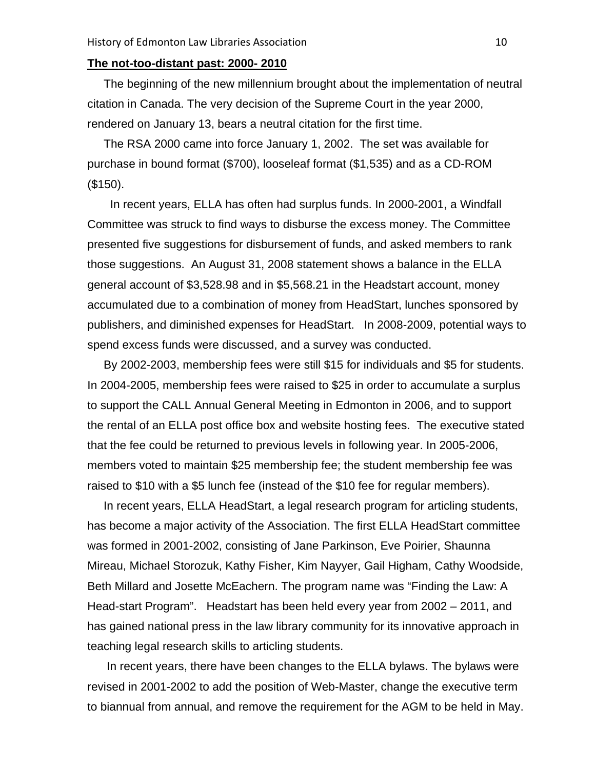**The not-too-distant past: 2000- 2010**

The beginning of the new millennium brought about the implementation of neutral citation in Canada. The very decision of the Supreme Court in the year 2000, rendered on January 13, bears a neutral citation for the first time.

The RSA 2000 came into force January 1, 2002. The set was available for purchase in bound format ($700), looseleaf format ($1,535) and as a CD-ROM ($150).

In recent years, ELLA has often had surplus funds. In 2000-2001, a Windfall Committee was struck to find ways to disburse the excess money. The Committee presented five suggestions for disbursement of funds, and asked members to rank those suggestions. An August 31, 2008 statement shows a balance in the ELLA general account of $3,528.98 and in $5,568.21 in the Headstart account, money accumulated due to a combination of money from HeadStart, lunches sponsored by publishers, and diminished expenses for HeadStart. In 2008-2009, potential ways to spend excess funds were discussed, and a survey was conducted.

By 2002-2003, membership fees were still $15 for individuals and $5 for students. In 2004-2005, membership fees were raised to $25 in order to accumulate a surplus to support the CALL Annual General Meeting in Edmonton in 2006, and to support the rental of an ELLA post office box and website hosting fees. The executive stated that the fee could be returned to previous levels in following year. In 2005-2006, members voted to maintain $25 membership fee; the student membership fee was raised to $10 with a $5 lunch fee (instead of the $10 fee for regular members).

In recent years, ELLA HeadStart, a legal research program for articling students, has become a major activity of the Association. The first ELLA HeadStart committee was formed in 2001-2002, consisting of Jane Parkinson, Eve Poirier, Shaunna Mireau, Michael Storozuk, Kathy Fisher, Kim Nayyer, Gail Higham, Cathy Woodside, Beth Millard and Josette McEachern. The program name was "Finding the Law: A Head-start Program". Headstart has been held every year from 2002 – 2011, and has gained national press in the law library community for its innovative approach in teaching legal research skills to articling students.

In recent years, there have been changes to the ELLA bylaws. The bylaws were revised in 2001-2002 to add the position of Web-Master, change the executive term to biannual from annual, and remove the requirement for the AGM to be held in May.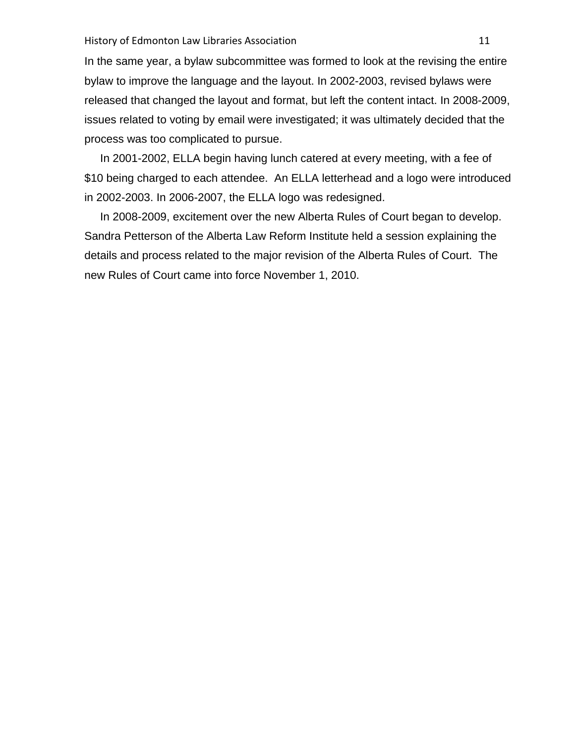In the same year, a bylaw subcommittee was formed to look at the revising the entire bylaw to improve the language and the layout. In 2002-2003, revised bylaws were released that changed the layout and format, but left the content intact. In 2008-2009, issues related to voting by email were investigated; it was ultimately decided that the process was too complicated to pursue.

In 2001-2002, ELLA begin having lunch catered at every meeting, with a fee of $10 being charged to each attendee. An ELLA letterhead and a logo were introduced in 2002-2003. In 2006-2007, the ELLA logo was redesigned.

In 2008-2009, excitement over the new Alberta Rules of Court began to develop. Sandra Petterson of the Alberta Law Reform Institute held a session explaining the details and process related to the major revision of the Alberta Rules of Court. The new Rules of Court came into force November 1, 2010.